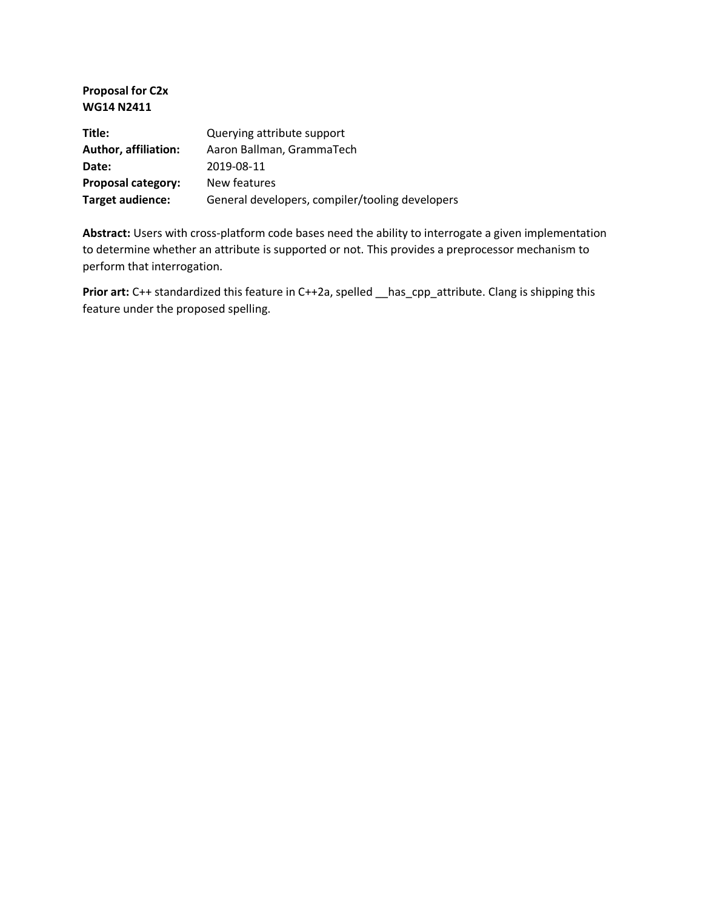**Proposal for C2x**
**WG14 N2411**

| | |
|---|---|
| **Title:** | Querying attribute support |
| **Author, affiliation:** | Aaron Ballman, GrammaTech |
| **Date:** | 2019-08-11 |
| **Proposal category:** | New features |
| **Target audience:** | General developers, compiler/tooling developers |

**Abstract:** Users with cross-platform code bases need the ability to interrogate a given implementation to determine whether an attribute is supported or not. This provides a preprocessor mechanism to perform that interrogation.

**Prior art:** C++ standardized this feature in C++2a, spelled __has_cpp_attribute. Clang is shipping this feature under the proposed spelling.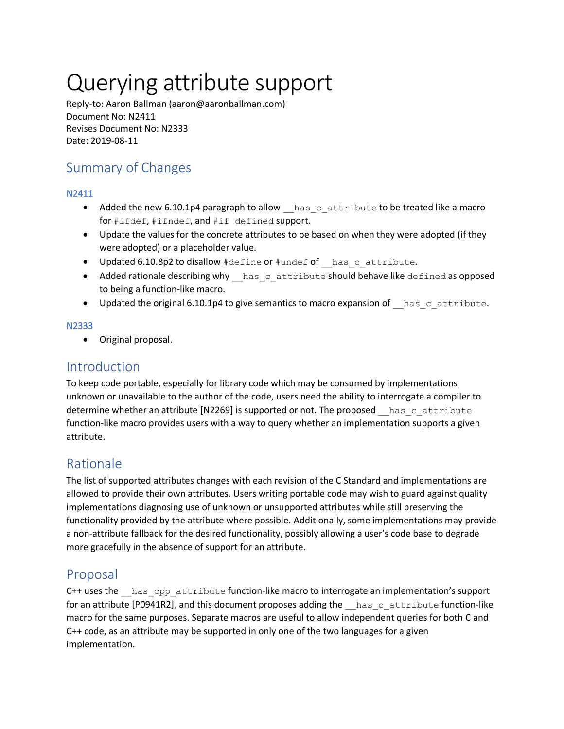# Querying attribute support

Reply-to: Aaron Ballman (aaron@aaronballman.com)
Document No: N2411
Revises Document No: N2333
Date: 2019-08-11

## Summary of Changes

### N2411

- Added the new 6.10.1p4 paragraph to allow `__has_c_attribute` to be treated like a macro for `#ifdef`, `#ifndef`, and `#if defined` support.
- Update the values for the concrete attributes to be based on when they were adopted (if they were adopted) or a placeholder value.
- Updated 6.10.8p2 to disallow `#define` or `#undef` of `__has_c_attribute`.
- Added rationale describing why `__has_c_attribute` should behave like `defined` as opposed to being a function-like macro.
- Updated the original 6.10.1p4 to give semantics to macro expansion of `__has_c_attribute`.

### N2333

- Original proposal.

## Introduction

To keep code portable, especially for library code which may be consumed by implementations unknown or unavailable to the author of the code, users need the ability to interrogate a compiler to determine whether an attribute [N2269] is supported or not. The proposed `__has_c_attribute` function-like macro provides users with a way to query whether an implementation supports a given attribute.

## Rationale

The list of supported attributes changes with each revision of the C Standard and implementations are allowed to provide their own attributes. Users writing portable code may wish to guard against quality implementations diagnosing use of unknown or unsupported attributes while still preserving the functionality provided by the attribute where possible. Additionally, some implementations may provide a non-attribute fallback for the desired functionality, possibly allowing a user's code base to degrade more gracefully in the absence of support for an attribute.

## Proposal

C++ uses the `__has_cpp_attribute` function-like macro to interrogate an implementation's support for an attribute [P0941R2], and this document proposes adding the `__has_c_attribute` function-like macro for the same purposes. Separate macros are useful to allow independent queries for both C and C++ code, as an attribute may be supported in only one of the two languages for a given implementation.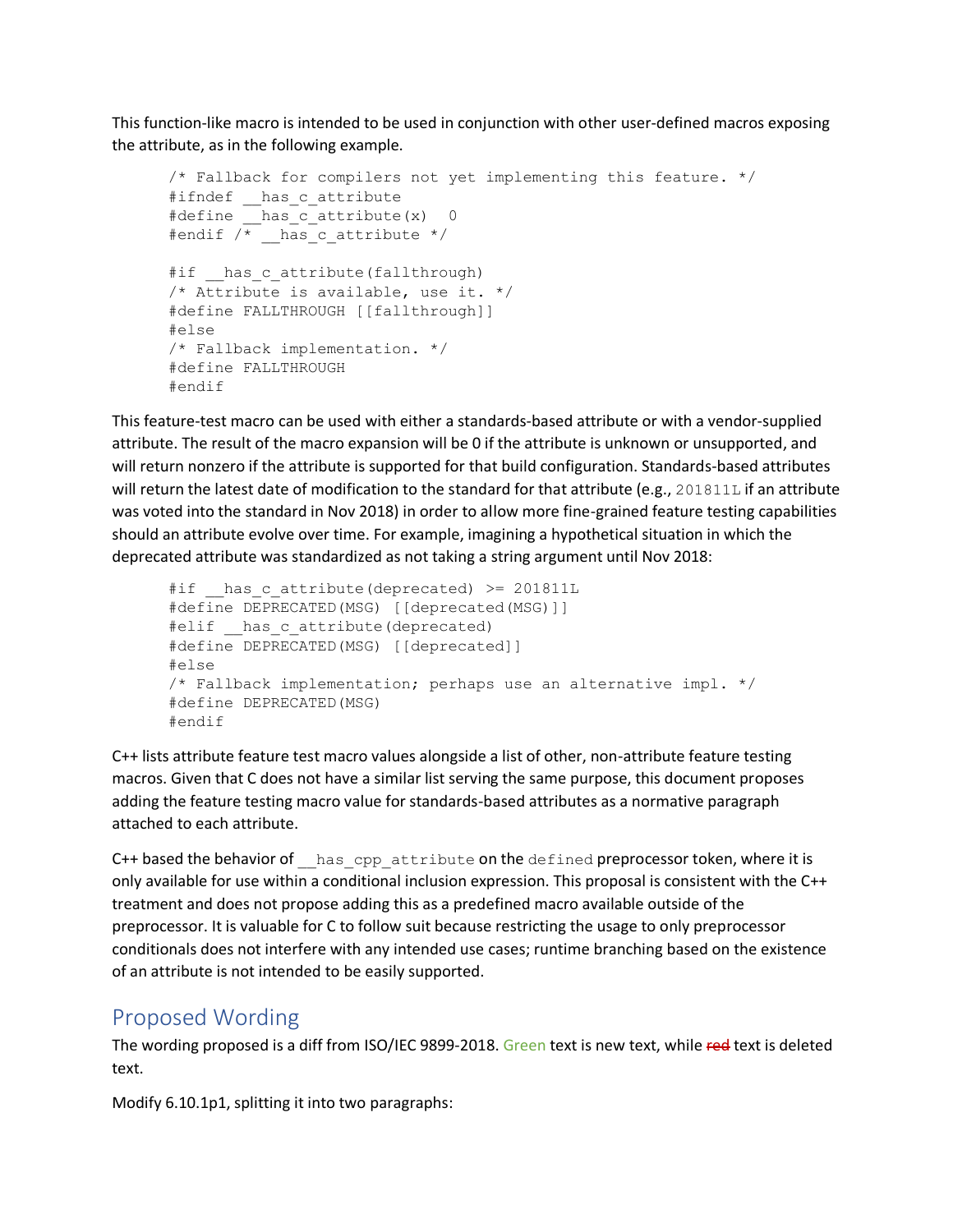This function-like macro is intended to be used in conjunction with other user-defined macros exposing the attribute, as in the following example.

```
/* Fallback for compilers not yet implementing this feature. */
#ifndef __has_c_attribute
#define __has_c_attribute(x)  0
#endif /* __has_c_attribute */

#if __has_c_attribute(fallthrough)
/* Attribute is available, use it. */
#define FALLTHROUGH [[fallthrough]]
#else
/* Fallback implementation. */
#define FALLTHROUGH
#endif
```

This feature-test macro can be used with either a standards-based attribute or with a vendor-supplied attribute. The result of the macro expansion will be 0 if the attribute is unknown or unsupported, and will return nonzero if the attribute is supported for that build configuration. Standards-based attributes will return the latest date of modification to the standard for that attribute (e.g., `201811L` if an attribute was voted into the standard in Nov 2018) in order to allow more fine-grained feature testing capabilities should an attribute evolve over time. For example, imagining a hypothetical situation in which the deprecated attribute was standardized as not taking a string argument until Nov 2018:

```
#if __has_c_attribute(deprecated) >= 201811L
#define DEPRECATED(MSG) [[deprecated(MSG)]]
#elif __has_c_attribute(deprecated)
#define DEPRECATED(MSG) [[deprecated]]
#else
/* Fallback implementation; perhaps use an alternative impl. */
#define DEPRECATED(MSG)
#endif
```

C++ lists attribute feature test macro values alongside a list of other, non-attribute feature testing macros. Given that C does not have a similar list serving the same purpose, this document proposes adding the feature testing macro value for standards-based attributes as a normative paragraph attached to each attribute.

C++ based the behavior of `__has_cpp_attribute` on the `defined` preprocessor token, where it is only available for use within a conditional inclusion expression. This proposal is consistent with the C++ treatment and does not propose adding this as a predefined macro available outside of the preprocessor. It is valuable for C to follow suit because restricting the usage to only preprocessor conditionals does not interfere with any intended use cases; runtime branching based on the existence of an attribute is not intended to be easily supported.

## Proposed Wording

The wording proposed is a diff from ISO/IEC 9899-2018. Green text is new text, while ~~red~~ text is deleted text.

Modify 6.10.1p1, splitting it into two paragraphs: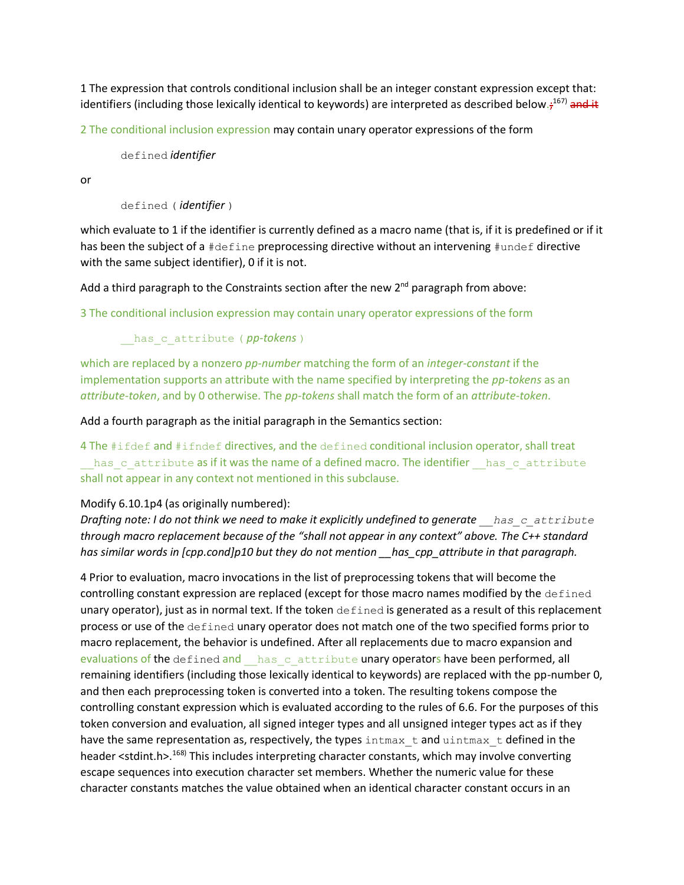1 The expression that controls conditional inclusion shall be an integer constant expression except that: identifiers (including those lexically identical to keywords) are interpreted as described below.~~;~~[167] ~~and it~~

2 The conditional inclusion expression may contain unary operator expressions of the form

```
defined identifier
```

or

```
defined ( identifier )
```

which evaluate to 1 if the identifier is currently defined as a macro name (that is, if it is predefined or if it has been the subject of a `#define` preprocessing directive without an intervening `#undef` directive with the same subject identifier), 0 if it is not.

Add a third paragraph to the Constraints section after the new 2nd paragraph from above:

3 The conditional inclusion expression may contain unary operator expressions of the form

```
__has_c_attribute ( pp-tokens )
```

which are replaced by a nonzero *pp-number* matching the form of an *integer-constant* if the implementation supports an attribute with the name specified by interpreting the *pp-tokens* as an *attribute-token*, and by 0 otherwise. The *pp-tokens* shall match the form of an *attribute-token*.

Add a fourth paragraph as the initial paragraph in the Semantics section:

4 The `#ifdef` and `#ifndef` directives, and the `defined` conditional inclusion operator, shall treat `__has_c_attribute` as if it was the name of a defined macro. The identifier `__has_c_attribute` shall not appear in any context not mentioned in this subclause.

Modify 6.10.1p4 (as originally numbered):
*Drafting note: I do not think we need to make it explicitly undefined to generate `__has_c_attribute` through macro replacement because of the "shall not appear in any context" above. The C++ standard has similar words in [cpp.cond]p10 but they do not mention __has_cpp_attribute in that paragraph.*

4 Prior to evaluation, macro invocations in the list of preprocessing tokens that will become the controlling constant expression are replaced (except for those macro names modified by the `defined` unary operator), just as in normal text. If the token `defined` is generated as a result of this replacement process or use of the `defined` unary operator does not match one of the two specified forms prior to macro replacement, the behavior is undefined. After all replacements due to macro expansion and evaluations of the `defined` and `__has_c_attribute` unary operators have been performed, all remaining identifiers (including those lexically identical to keywords) are replaced with the pp-number 0, and then each preprocessing token is converted into a token. The resulting tokens compose the controlling constant expression which is evaluated according to the rules of 6.6. For the purposes of this token conversion and evaluation, all signed integer types and all unsigned integer types act as if they have the same representation as, respectively, the types `intmax_t` and `uintmax_t` defined in the header <stdint.h>.[168] This includes interpreting character constants, which may involve converting escape sequences into execution character set members. Whether the numeric value for these character constants matches the value obtained when an identical character constant occurs in an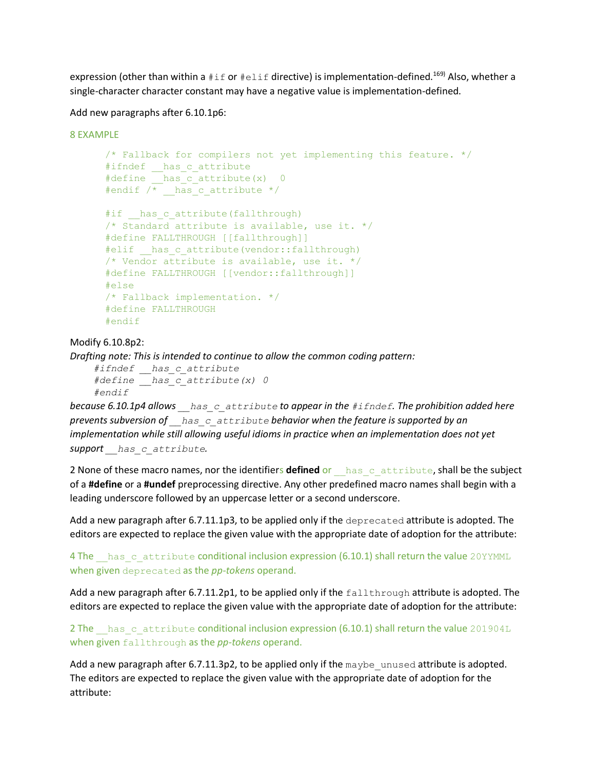expression (other than within a `#if` or `#elif` directive) is implementation-defined.[169] Also, whether a single-character character constant may have a negative value is implementation-defined.

Add new paragraphs after 6.10.1p6:

8 EXAMPLE

```
/* Fallback for compilers not yet implementing this feature. */
#ifndef __has_c_attribute
#define __has_c_attribute(x)  0
#endif /* __has_c_attribute */

#if __has_c_attribute(fallthrough)
/* Standard attribute is available, use it. */
#define FALLTHROUGH [[fallthrough]]
#elif __has_c_attribute(vendor::fallthrough)
/* Vendor attribute is available, use it. */
#define FALLTHROUGH [[vendor::fallthrough]]
#else
/* Fallback implementation. */
#define FALLTHROUGH
#endif
```

Modify 6.10.8p2:

*Drafting note: This is intended to continue to allow the common coding pattern:*

```
#ifndef __has_c_attribute
#define __has_c_attribute(x) 0
#endif
```

*because 6.10.1p4 allows `__has_c_attribute` to appear in the `#ifndef`. The prohibition added here prevents subversion of `__has_c_attribute` behavior when the feature is supported by an implementation while still allowing useful idioms in practice when an implementation does not yet support `__has_c_attribute`.*

2 None of these macro names, nor the identifiers **defined** or `__has_c_attribute`, shall be the subject of a **#define** or a **#undef** preprocessing directive. Any other predefined macro names shall begin with a leading underscore followed by an uppercase letter or a second underscore.

Add a new paragraph after 6.7.11.1p3, to be applied only if the `deprecated` attribute is adopted. The editors are expected to replace the given value with the appropriate date of adoption for the attribute:

4 The `__has_c_attribute` conditional inclusion expression (6.10.1) shall return the value `20YYMML` when given `deprecated` as the *pp-tokens* operand.

Add a new paragraph after 6.7.11.2p1, to be applied only if the `fallthrough` attribute is adopted. The editors are expected to replace the given value with the appropriate date of adoption for the attribute:

2 The `__has_c_attribute` conditional inclusion expression (6.10.1) shall return the value `201904L` when given `fallthrough` as the *pp-tokens* operand.

Add a new paragraph after 6.7.11.3p2, to be applied only if the `maybe_unused` attribute is adopted. The editors are expected to replace the given value with the appropriate date of adoption for the attribute: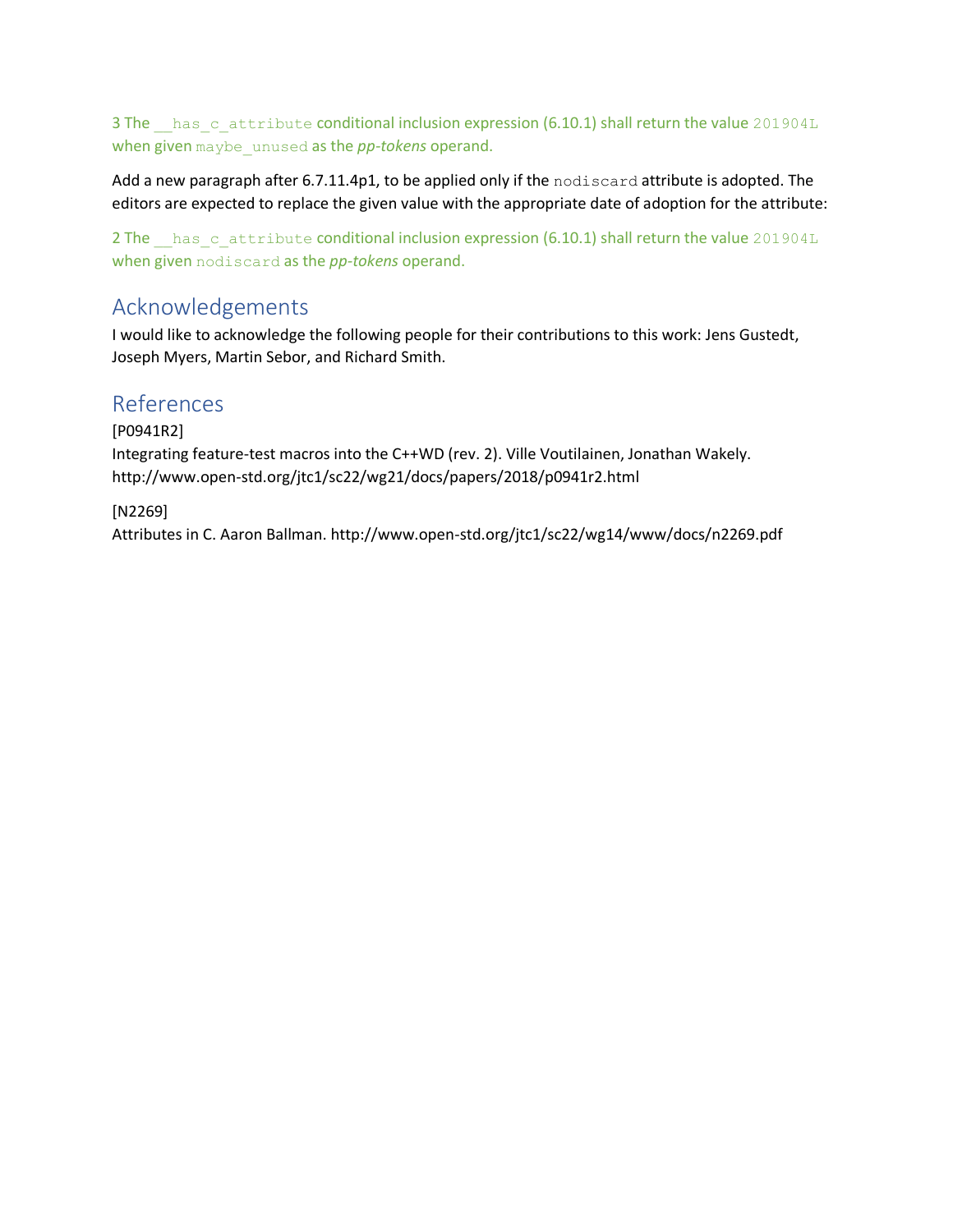3 The `__has_c_attribute` conditional inclusion expression (6.10.1) shall return the value `201904L` when given `maybe_unused` as the *pp-tokens* operand.

Add a new paragraph after 6.7.11.4p1, to be applied only if the `nodiscard` attribute is adopted. The editors are expected to replace the given value with the appropriate date of adoption for the attribute:

2 The `__has_c_attribute` conditional inclusion expression (6.10.1) shall return the value `201904L` when given `nodiscard` as the *pp-tokens* operand.

## Acknowledgements

I would like to acknowledge the following people for their contributions to this work: Jens Gustedt, Joseph Myers, Martin Sebor, and Richard Smith.

## References

[P0941R2]
Integrating feature-test macros into the C++WD (rev. 2). Ville Voutilainen, Jonathan Wakely. http://www.open-std.org/jtc1/sc22/wg21/docs/papers/2018/p0941r2.html

[N2269]
Attributes in C. Aaron Ballman. http://www.open-std.org/jtc1/sc22/wg14/www/docs/n2269.pdf